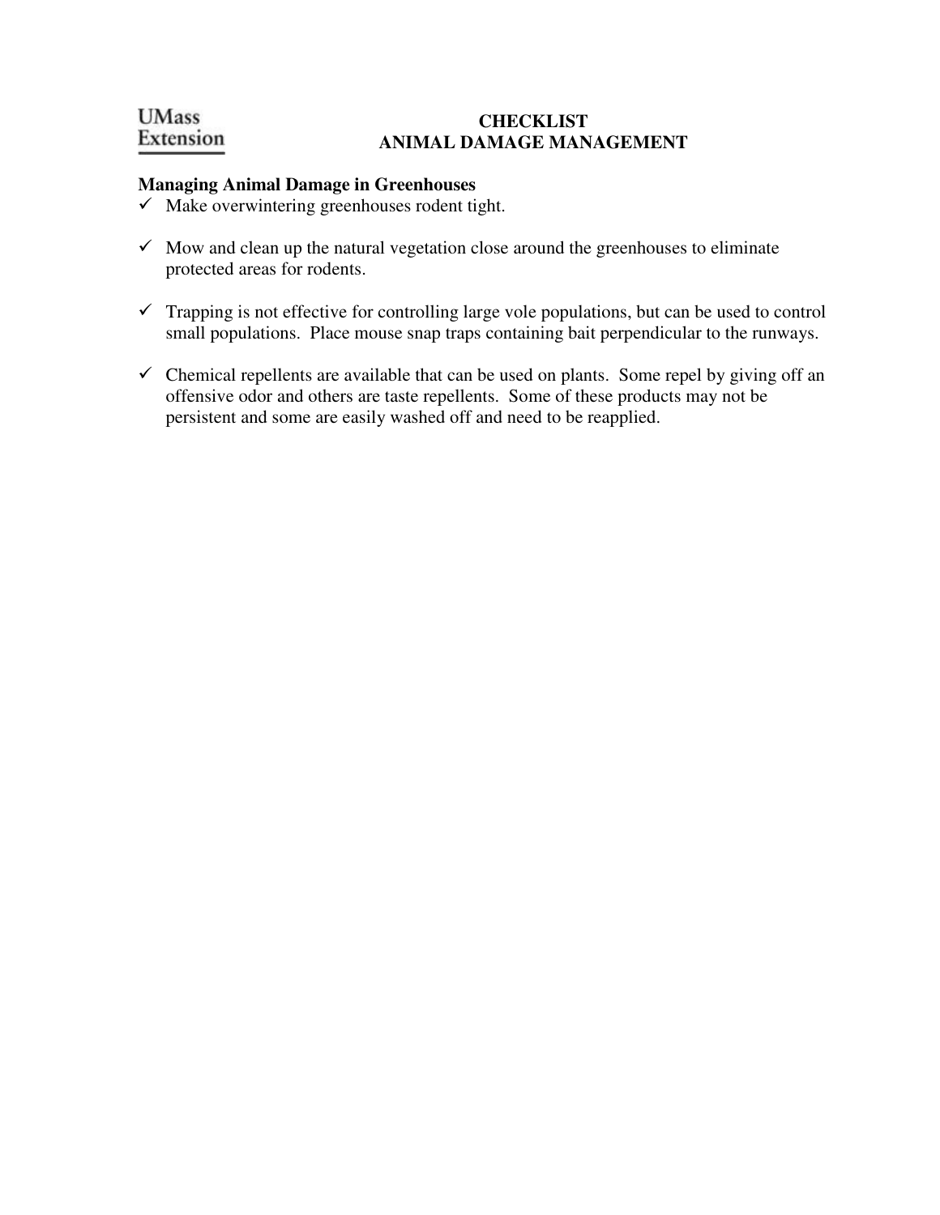UMass Extension

# CHECKLIST
# ANIMAL DAMAGE MANAGEMENT

**Managing Animal Damage in Greenhouses**

- ✓ Make overwintering greenhouses rodent tight.
- ✓ Mow and clean up the natural vegetation close around the greenhouses to eliminate protected areas for rodents.
- ✓ Trapping is not effective for controlling large vole populations, but can be used to control small populations. Place mouse snap traps containing bait perpendicular to the runways.
- ✓ Chemical repellents are available that can be used on plants. Some repel by giving off an offensive odor and others are taste repellents. Some of these products may not be persistent and some are easily washed off and need to be reapplied.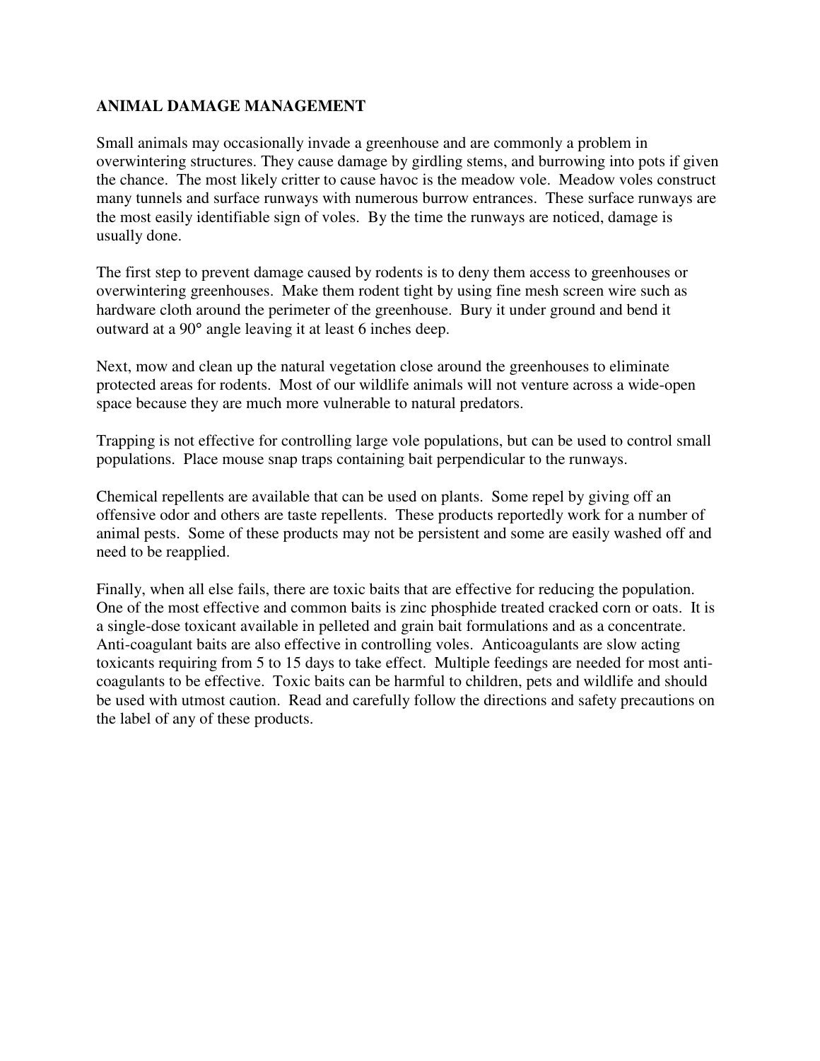**ANIMAL DAMAGE MANAGEMENT**

Small animals may occasionally invade a greenhouse and are commonly a problem in overwintering structures. They cause damage by girdling stems, and burrowing into pots if given the chance. The most likely critter to cause havoc is the meadow vole. Meadow voles construct many tunnels and surface runways with numerous burrow entrances. These surface runways are the most easily identifiable sign of voles. By the time the runways are noticed, damage is usually done.

The first step to prevent damage caused by rodents is to deny them access to greenhouses or overwintering greenhouses. Make them rodent tight by using fine mesh screen wire such as hardware cloth around the perimeter of the greenhouse. Bury it under ground and bend it outward at a 90° angle leaving it at least 6 inches deep.

Next, mow and clean up the natural vegetation close around the greenhouses to eliminate protected areas for rodents. Most of our wildlife animals will not venture across a wide-open space because they are much more vulnerable to natural predators.

Trapping is not effective for controlling large vole populations, but can be used to control small populations. Place mouse snap traps containing bait perpendicular to the runways.

Chemical repellents are available that can be used on plants. Some repel by giving off an offensive odor and others are taste repellents. These products reportedly work for a number of animal pests. Some of these products may not be persistent and some are easily washed off and need to be reapplied.

Finally, when all else fails, there are toxic baits that are effective for reducing the population. One of the most effective and common baits is zinc phosphide treated cracked corn or oats. It is a single-dose toxicant available in pelleted and grain bait formulations and as a concentrate. Anti-coagulant baits are also effective in controlling voles. Anticoagulants are slow acting toxicants requiring from 5 to 15 days to take effect. Multiple feedings are needed for most anti-coagulants to be effective. Toxic baits can be harmful to children, pets and wildlife and should be used with utmost caution. Read and carefully follow the directions and safety precautions on the label of any of these products.